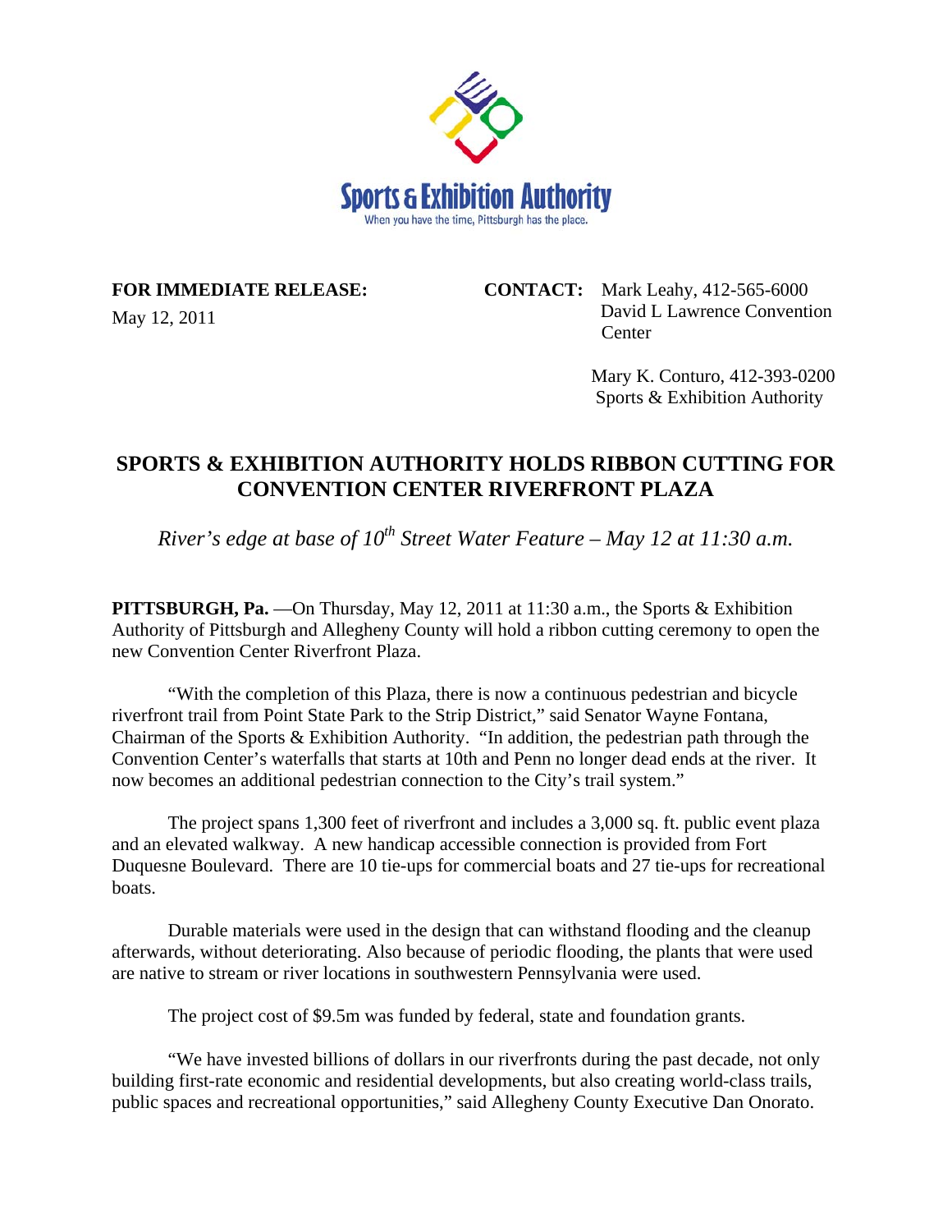Sports & Exhibition Authority

When you have the time, Pittsburgh has the place.

**FOR IMMEDIATE RELEASE:**
May 12, 2011

**CONTACT:** Mark Leahy, 412-565-6000
David L Lawrence Convention Center

Mary K. Conturo, 412-393-0200
Sports & Exhibition Authority

# SPORTS & EXHIBITION AUTHORITY HOLDS RIBBON CUTTING FOR CONVENTION CENTER RIVERFRONT PLAZA

*River's edge at base of 10th Street Water Feature – May 12 at 11:30 a.m.*

**PITTSBURGH, Pa.** —On Thursday, May 12, 2011 at 11:30 a.m., the Sports & Exhibition Authority of Pittsburgh and Allegheny County will hold a ribbon cutting ceremony to open the new Convention Center Riverfront Plaza.

"With the completion of this Plaza, there is now a continuous pedestrian and bicycle riverfront trail from Point State Park to the Strip District," said Senator Wayne Fontana, Chairman of the Sports & Exhibition Authority. "In addition, the pedestrian path through the Convention Center's waterfalls that starts at 10th and Penn no longer dead ends at the river. It now becomes an additional pedestrian connection to the City's trail system."

The project spans 1,300 feet of riverfront and includes a 3,000 sq. ft. public event plaza and an elevated walkway. A new handicap accessible connection is provided from Fort Duquesne Boulevard. There are 10 tie-ups for commercial boats and 27 tie-ups for recreational boats.

Durable materials were used in the design that can withstand flooding and the cleanup afterwards, without deteriorating. Also because of periodic flooding, the plants that were used are native to stream or river locations in southwestern Pennsylvania were used.

The project cost of $9.5m was funded by federal, state and foundation grants.

"We have invested billions of dollars in our riverfronts during the past decade, not only building first-rate economic and residential developments, but also creating world-class trails, public spaces and recreational opportunities," said Allegheny County Executive Dan Onorato.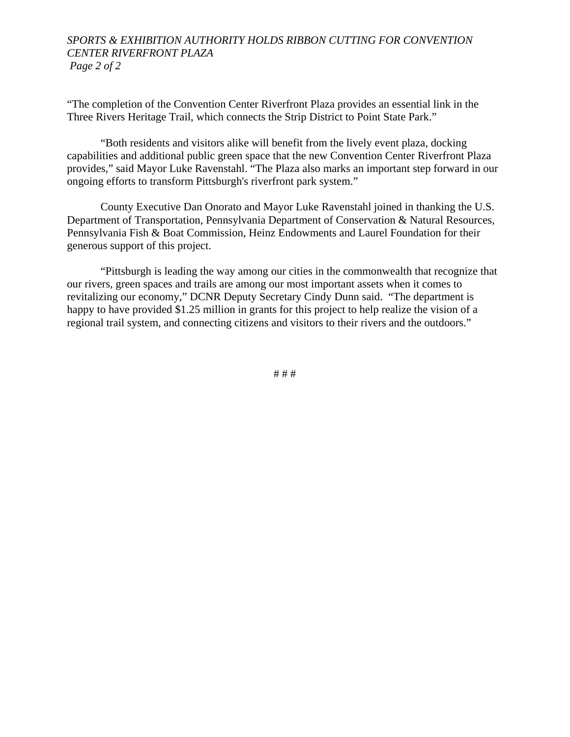"The completion of the Convention Center Riverfront Plaza provides an essential link in the Three Rivers Heritage Trail, which connects the Strip District to Point State Park."

"Both residents and visitors alike will benefit from the lively event plaza, docking capabilities and additional public green space that the new Convention Center Riverfront Plaza provides," said Mayor Luke Ravenstahl. "The Plaza also marks an important step forward in our ongoing efforts to transform Pittsburgh's riverfront park system."

County Executive Dan Onorato and Mayor Luke Ravenstahl joined in thanking the U.S. Department of Transportation, Pennsylvania Department of Conservation & Natural Resources, Pennsylvania Fish & Boat Commission, Heinz Endowments and Laurel Foundation for their generous support of this project.

"Pittsburgh is leading the way among our cities in the commonwealth that recognize that our rivers, green spaces and trails are among our most important assets when it comes to revitalizing our economy," DCNR Deputy Secretary Cindy Dunn said. "The department is happy to have provided $1.25 million in grants for this project to help realize the vision of a regional trail system, and connecting citizens and visitors to their rivers and the outdoors."

# # #